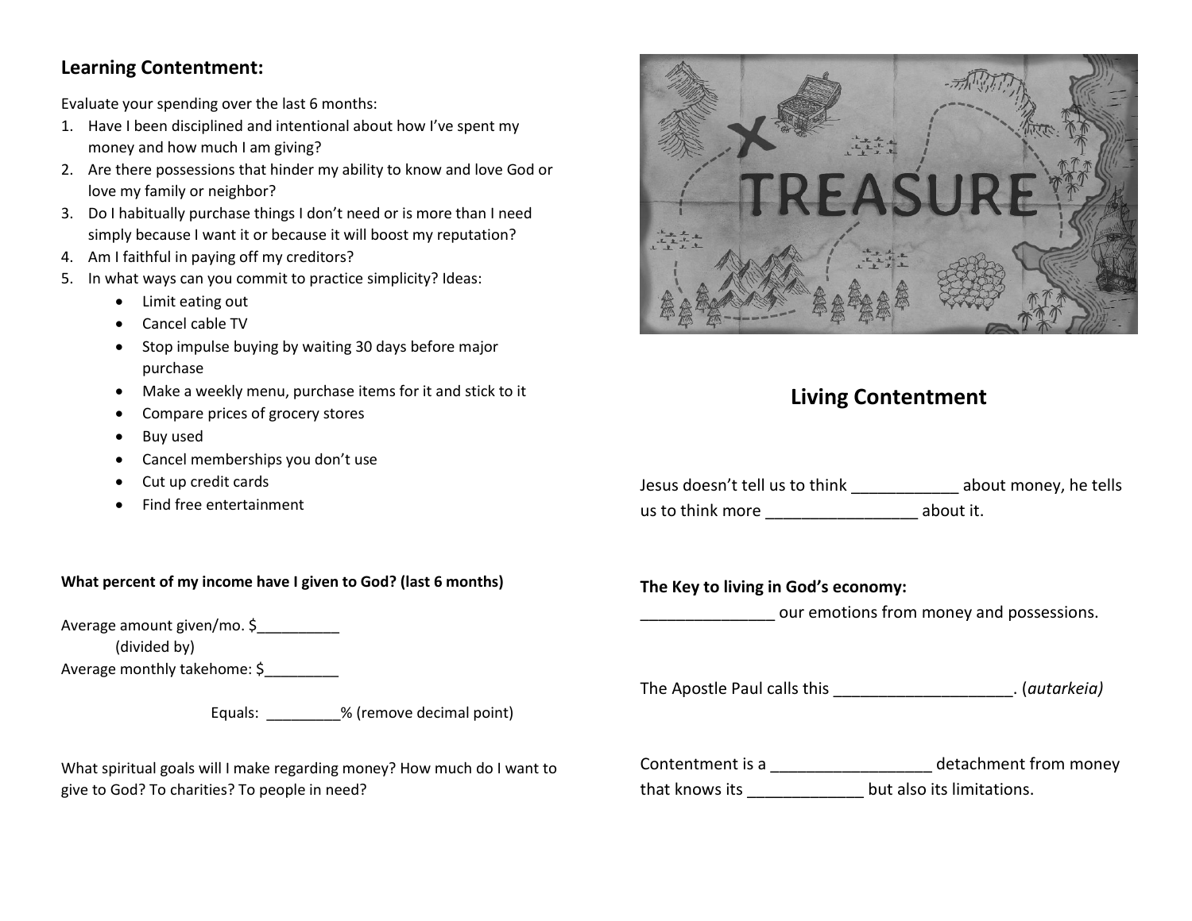## Learning Contentment:

Evaluate your spending over the last 6 months:

1. Have I been disciplined and intentional about how I've spent my money and how much I am giving?
2. Are there possessions that hinder my ability to know and love God or love my family or neighbor?
3. Do I habitually purchase things I don't need or is more than I need simply because I want it or because it will boost my reputation?
4. Am I faithful in paying off my creditors?
5. In what ways can you commit to practice simplicity? Ideas:
   - Limit eating out
   - Cancel cable TV
   - Stop impulse buying by waiting 30 days before major purchase
   - Make a weekly menu, purchase items for it and stick to it
   - Compare prices of grocery stores
   - Buy used
   - Cancel memberships you don't use
   - Cut up credit cards
   - Find free entertainment

**What percent of my income have I given to God? (last 6 months)**

Average amount given/mo. $__________

(divided by)

Average monthly takehome: $_________

Equals: _________% (remove decimal point)

What spiritual goals will I make regarding money? How much do I want to give to God? To charities? To people in need?

# Living Contentment

Jesus doesn't tell us to think ____________ about money, he tells us to think more _________________ about it.

**The Key to living in God's economy:**

_______________ our emotions from money and possessions.

The Apostle Paul calls this ____________________. (*autarkeia)*

Contentment is a __________________ detachment from money that knows its _____________ but also its limitations.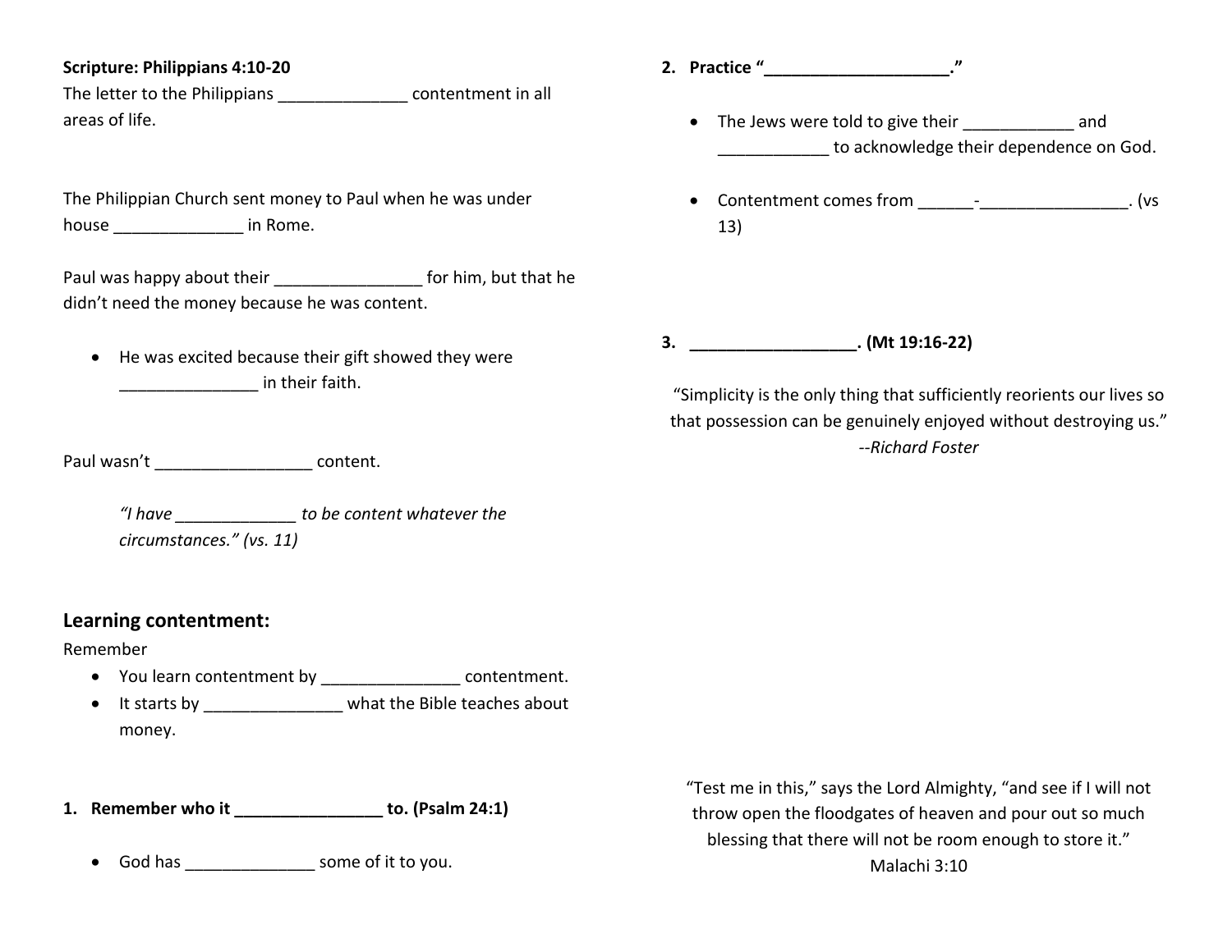**Scripture: Philippians 4:10-20**

The letter to the Philippians ______________ contentment in all areas of life.

The Philippian Church sent money to Paul when he was under house ______________ in Rome.

Paul was happy about their ________________ for him, but that he didn't need the money because he was content.

- He was excited because their gift showed they were _______________ in their faith.

Paul wasn't _________________ content.

> *"I have _____________ to be content whatever the circumstances." (vs. 11)*

## Learning contentment:

Remember

- You learn contentment by _______________ contentment.
- It starts by _______________ what the Bible teaches about money.

1. **Remember who it ________________ to. (Psalm 24:1)**
   - God has ______________ some of it to you.

2. **Practice "_____________________."**
   - The Jews were told to give their ____________ and ____________ to acknowledge their dependence on God.
   - Contentment comes from ______-________________. (vs 13)

3. **__________________. (Mt 19:16-22)**

"Simplicity is the only thing that sufficiently reorients our lives so that possession can be genuinely enjoyed without destroying us."
--*Richard Foster*

"Test me in this," says the Lord Almighty, "and see if I will not throw open the floodgates of heaven and pour out so much blessing that there will not be room enough to store it."
Malachi 3:10